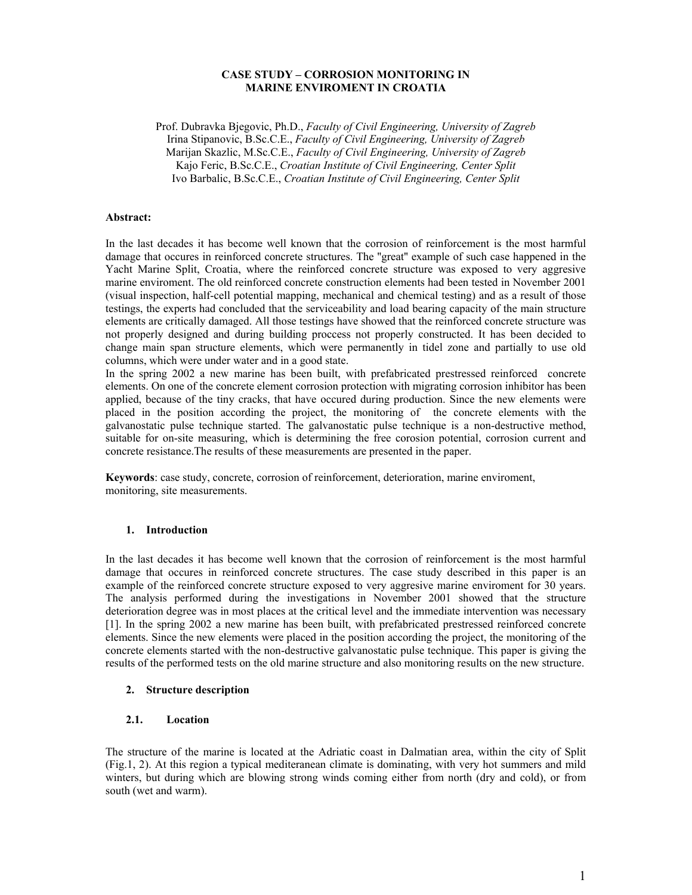# CASE STUDY – CORROSION MONITORING IN MARINE ENVIROMENT IN CROATIA

Prof. Dubravka Bjegovic, Ph.D., *Faculty of Civil Engineering, University of Zagreb*
Irina Stipanovic, B.Sc.C.E., *Faculty of Civil Engineering, University of Zagreb*
Marijan Skazlic, M.Sc.C.E., *Faculty of Civil Engineering, University of Zagreb*
Kajo Feric, B.Sc.C.E., *Croatian Institute of Civil Engineering, Center Split*
Ivo Barbalic, B.Sc.C.E., *Croatian Institute of Civil Engineering, Center Split*

**Abstract:**

In the last decades it has become well known that the corrosion of reinforcement is the most harmful damage that occures in reinforced concrete structures. The "great" example of such case happened in the Yacht Marine Split, Croatia, where the reinforced concrete structure was exposed to very aggresive marine enviroment. The old reinforced concrete construction elements had been tested in November 2001 (visual inspection, half-cell potential mapping, mechanical and chemical testing) and as a result of those testings, the experts had concluded that the serviceability and load bearing capacity of the main structure elements are critically damaged. All those testings have showed that the reinforced concrete structure was not properly designed and during building proccess not properly constructed. It has been decided to change main span structure elements, which were permanently in tidel zone and partially to use old columns, which were under water and in a good state.

In the spring 2002 a new marine has been built, with prefabricated prestressed reinforced concrete elements. On one of the concrete element corrosion protection with migrating corrosion inhibitor has been applied, because of the tiny cracks, that have occured during production. Since the new elements were placed in the position according the project, the monitoring of the concrete elements with the galvanostatic pulse technique started. The galvanostatic pulse technique is a non-destructive method, suitable for on-site measuring, which is determining the free corosion potential, corrosion current and concrete resistance.The results of these measurements are presented in the paper.

**Keywords**: case study, concrete, corrosion of reinforcement, deterioration, marine enviroment, monitoring, site measurements.

## 1. Introduction

In the last decades it has become well known that the corrosion of reinforcement is the most harmful damage that occures in reinforced concrete structures. The case study described in this paper is an example of the reinforced concrete structure exposed to very aggresive marine enviroment for 30 years. The analysis performed during the investigations in November 2001 showed that the structure deterioration degree was in most places at the critical level and the immediate intervention was necessary [1]. In the spring 2002 a new marine has been built, with prefabricated prestressed reinforced concrete elements. Since the new elements were placed in the position according the project, the monitoring of the concrete elements started with the non-destructive galvanostatic pulse technique. This paper is giving the results of the performed tests on the old marine structure and also monitoring results on the new structure.

## 2. Structure description

### 2.1. Location

The structure of the marine is located at the Adriatic coast in Dalmatian area, within the city of Split (Fig.1, 2). At this region a typical mediteranean climate is dominating, with very hot summers and mild winters, but during which are blowing strong winds coming either from north (dry and cold), or from south (wet and warm).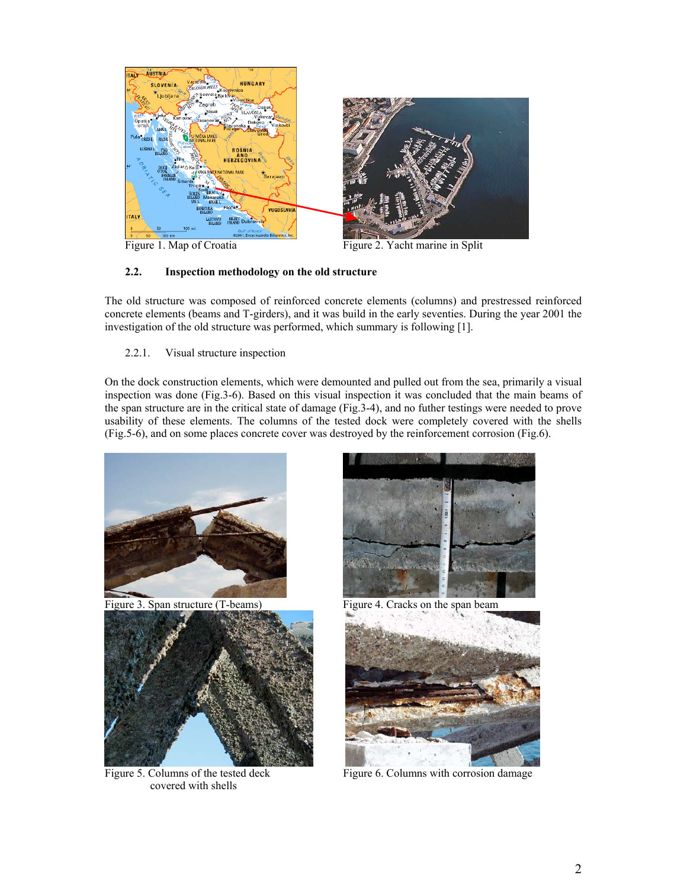Figure 1. Map of Croatia

Figure 2. Yacht marine in Split

### 2.2. Inspection methodology on the old structure

The old structure was composed of reinforced concrete elements (columns) and prestressed reinforced concrete elements (beams and T-girders), and it was build in the early seventies. During the year 2001 the investigation of the old structure was performed, which summary is following [1].

#### 2.2.1. Visual structure inspection

On the dock construction elements, which were demounted and pulled out from the sea, primarily a visual inspection was done (Fig.3-6). Based on this visual inspection it was concluded that the main beams of the span structure are in the critical state of damage (Fig.3-4), and no futher testings were needed to prove usability of these elements. The columns of the tested dock were completely covered with the shells (Fig.5-6), and on some places concrete cover was destroyed by the reinforcement corrosion (Fig.6).

Figure 3. Span structure (T-beams)

Figure 4. Cracks on the span beam

Figure 5. Columns of the tested deck covered with shells

Figure 6. Columns with corrosion damage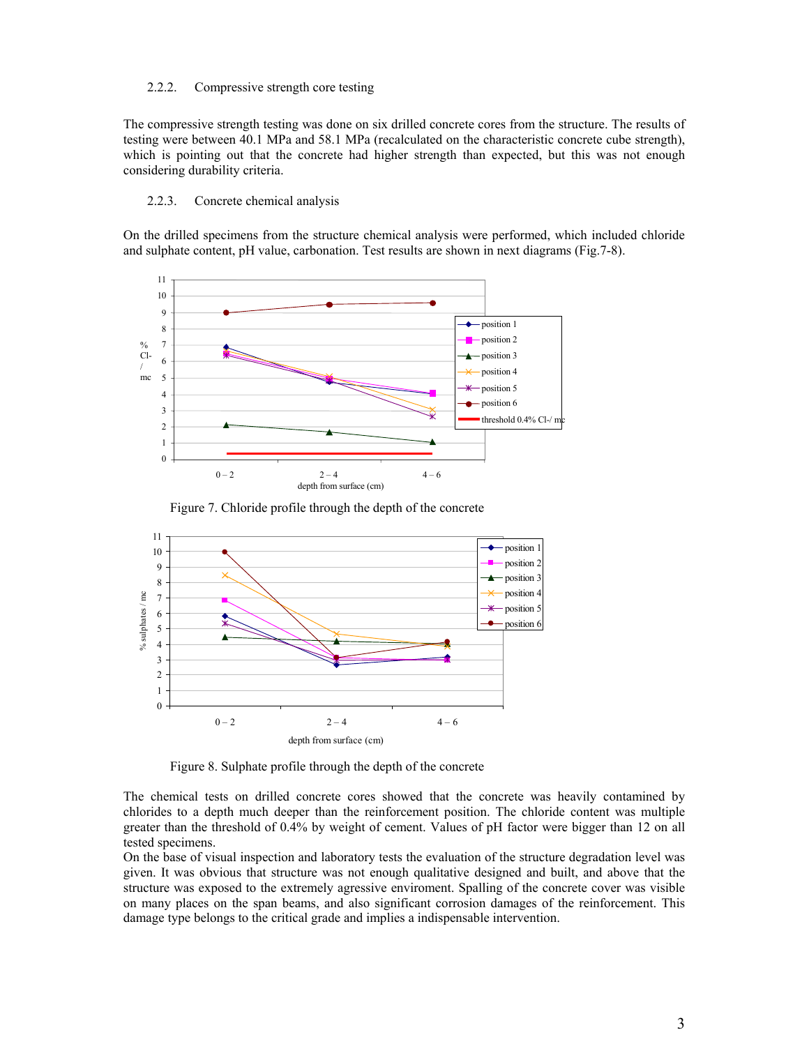#### 2.2.2. Compressive strength core testing

The compressive strength testing was done on six drilled concrete cores from the structure. The results of testing were between 40.1 MPa and 58.1 MPa (recalculated on the characteristic concrete cube strength), which is pointing out that the concrete had higher strength than expected, but this was not enough considering durability criteria.

#### 2.2.3. Concrete chemical analysis

On the drilled specimens from the structure chemical analysis were performed, which included chloride and sulphate content, pH value, carbonation. Test results are shown in next diagrams (Fig.7-8).

Figure 7. Chloride profile through the depth of the concrete

Figure 8. Sulphate profile through the depth of the concrete

The chemical tests on drilled concrete cores showed that the concrete was heavily contamined by chlorides to a depth much deeper than the reinforcement position. The chloride content was multiple greater than the threshold of 0.4% by weight of cement. Values of pH factor were bigger than 12 on all tested specimens.

On the base of visual inspection and laboratory tests the evaluation of the structure degradation level was given. It was obvious that structure was not enough qualitative designed and built, and above that the structure was exposed to the extremely agressive enviroment. Spalling of the concrete cover was visible on many places on the span beams, and also significant corrosion damages of the reinforcement. This damage type belongs to the critical grade and implies a indispensable intervention.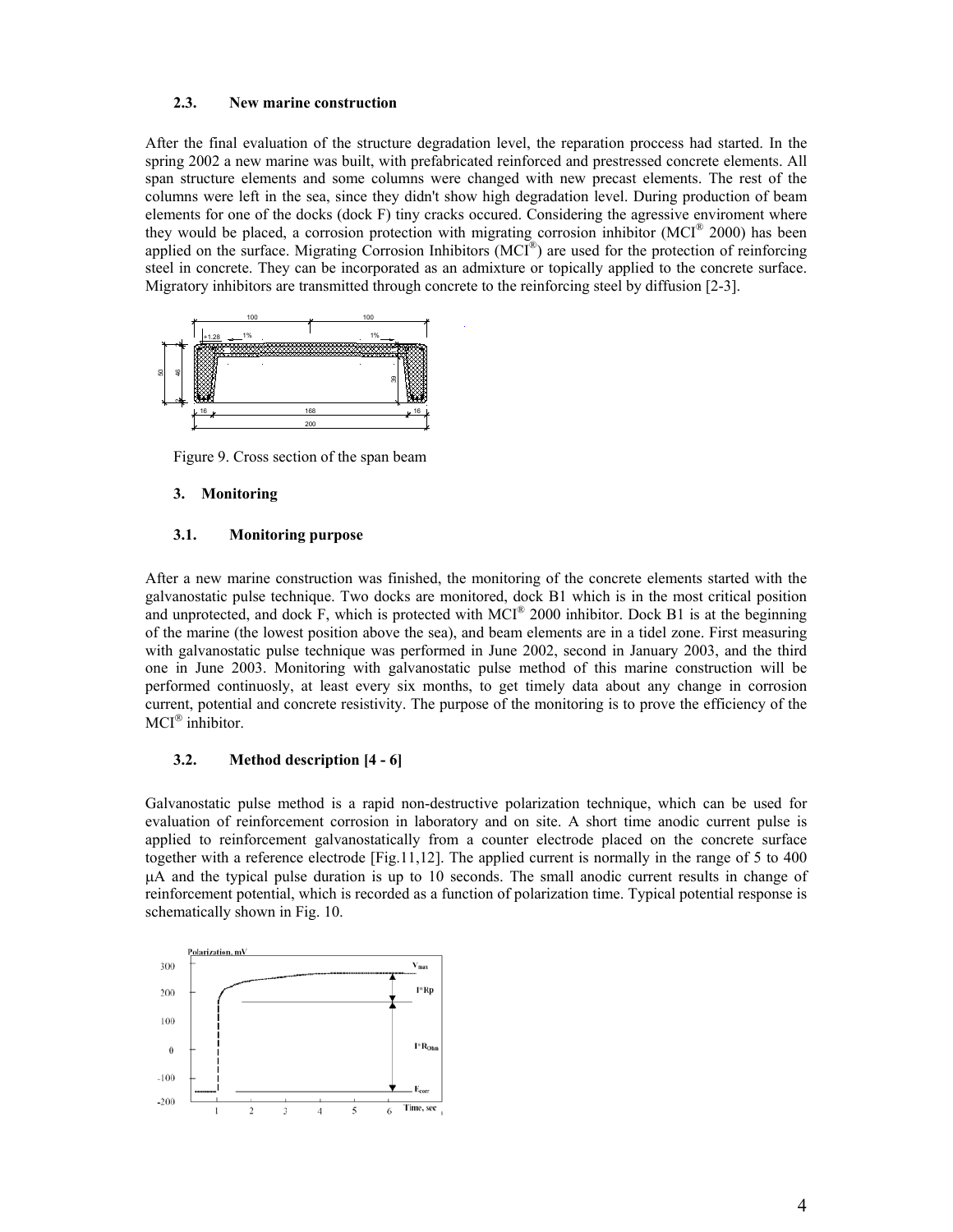### 2.3. New marine construction

After the final evaluation of the structure degradation level, the reparation proccess had started. In the spring 2002 a new marine was built, with prefabricated reinforced and prestressed concrete elements. All span structure elements and some columns were changed with new precast elements. The rest of the columns were left in the sea, since they didn't show high degradation level. During production of beam elements for one of the docks (dock F) tiny cracks occured. Considering the agressive enviroment where they would be placed, a corrosion protection with migrating corrosion inhibitor (MCI® 2000) has been applied on the surface. Migrating Corrosion Inhibitors (MCI®) are used for the protection of reinforcing steel in concrete. They can be incorporated as an admixture or topically applied to the concrete surface. Migratory inhibitors are transmitted through concrete to the reinforcing steel by diffusion [2-3].

Figure 9. Cross section of the span beam

## 3. Monitoring

### 3.1. Monitoring purpose

After a new marine construction was finished, the monitoring of the concrete elements started with the galvanostatic pulse technique. Two docks are monitored, dock B1 which is in the most critical position and unprotected, and dock F, which is protected with MCI® 2000 inhibitor. Dock B1 is at the beginning of the marine (the lowest position above the sea), and beam elements are in a tidel zone. First measuring with galvanostatic pulse technique was performed in June 2002, second in January 2003, and the third one in June 2003. Monitoring with galvanostatic pulse method of this marine construction will be performed continuosly, at least every six months, to get timely data about any change in corrosion current, potential and concrete resistivity. The purpose of the monitoring is to prove the efficiency of the MCI® inhibitor.

### 3.2. Method description [4 - 6]

Galvanostatic pulse method is a rapid non-destructive polarization technique, which can be used for evaluation of reinforcement corrosion in laboratory and on site. A short time anodic current pulse is applied to reinforcement galvanostatically from a counter electrode placed on the concrete surface together with a reference electrode [Fig.11,12]. The applied current is normally in the range of 5 to 400 μA and the typical pulse duration is up to 10 seconds. The small anodic current results in change of reinforcement potential, which is recorded as a function of polarization time. Typical potential response is schematically shown in Fig. 10.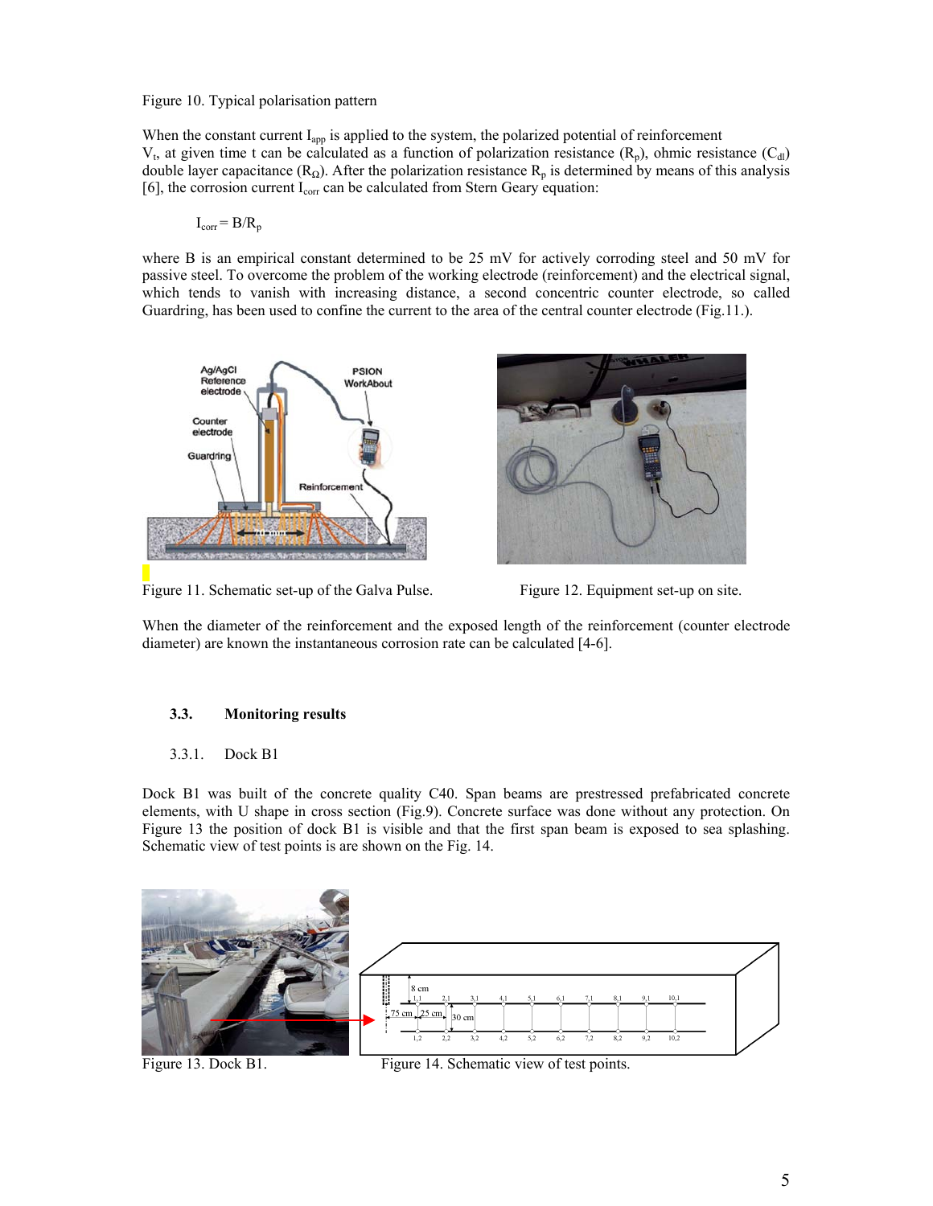Figure 10. Typical polarisation pattern

When the constant current $I_{app}$ is applied to the system, the polarized potential of reinforcement $V_t$, at given time t can be calculated as a function of polarization resistance ($R_p$), ohmic resistance ($C_{dl}$) double layer capacitance ($R_\Omega$). After the polarization resistance $R_p$ is determined by means of this analysis [6], the corrosion current $I_{corr}$ can be calculated from Stern Geary equation:

$$I_{corr} = B/R_p$$

where B is an empirical constant determined to be 25 mV for actively corroding steel and 50 mV for passive steel. To overcome the problem of the working electrode (reinforcement) and the electrical signal, which tends to vanish with increasing distance, a second concentric counter electrode, so called Guardring, has been used to confine the current to the area of the central counter electrode (Fig.11.).

Figure 11. Schematic set-up of the Galva Pulse.

Figure 12. Equipment set-up on site.

When the diameter of the reinforcement and the exposed length of the reinforcement (counter electrode diameter) are known the instantaneous corrosion rate can be calculated [4-6].

### 3.3. Monitoring results

#### 3.3.1. Dock B1

Dock B1 was built of the concrete quality C40. Span beams are prestressed prefabricated concrete elements, with U shape in cross section (Fig.9). Concrete surface was done without any protection. On Figure 13 the position of dock B1 is visible and that the first span beam is exposed to sea splashing. Schematic view of test points is are shown on the Fig. 14.

Figure 13. Dock B1.

Figure 14. Schematic view of test points.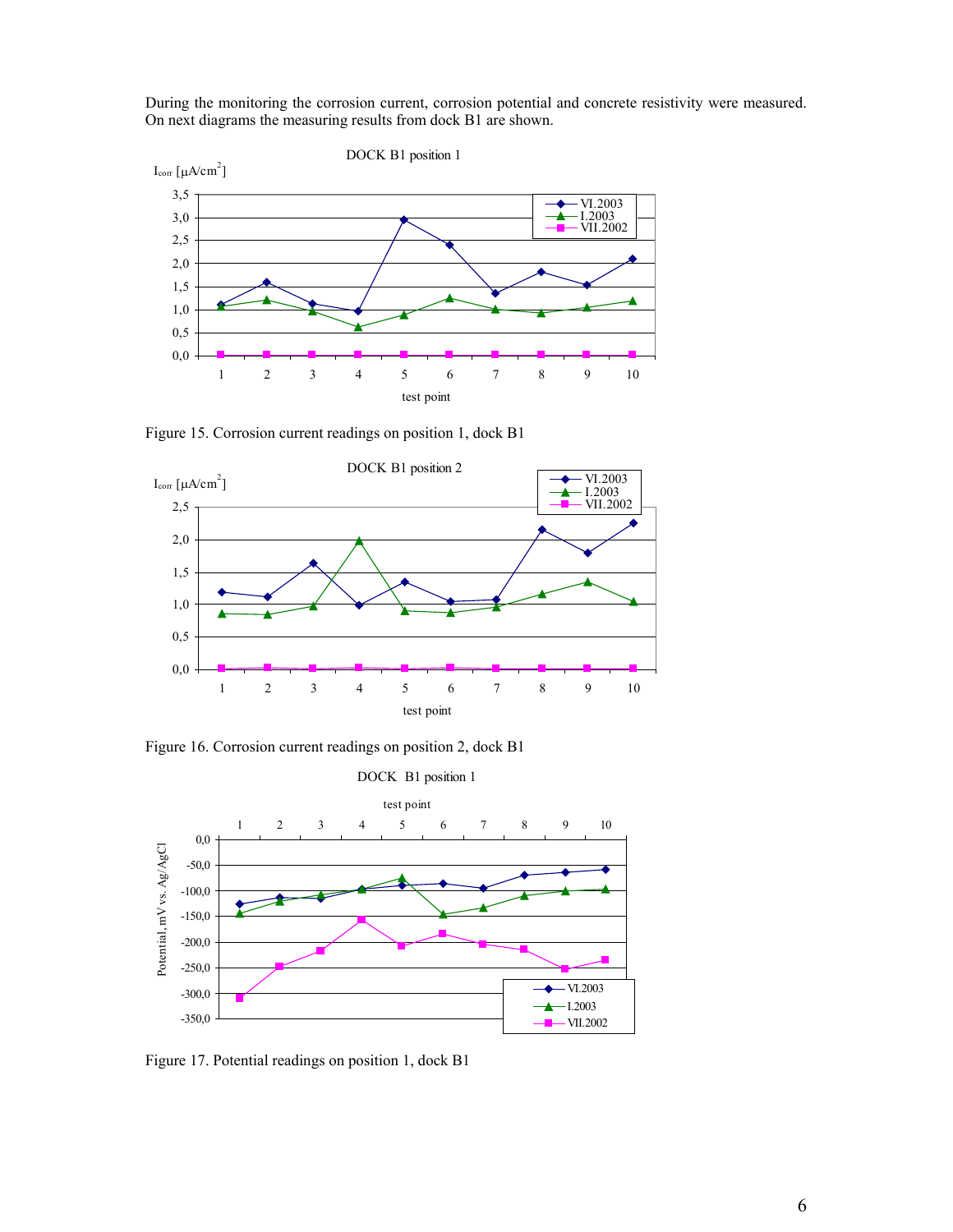During the monitoring the corrosion current, corrosion potential and concrete resistivity were measured. On next diagrams the measuring results from dock B1 are shown.

Figure 15. Corrosion current readings on position 1, dock B1

Figure 16. Corrosion current readings on position 2, dock B1

Figure 17. Potential readings on position 1, dock B1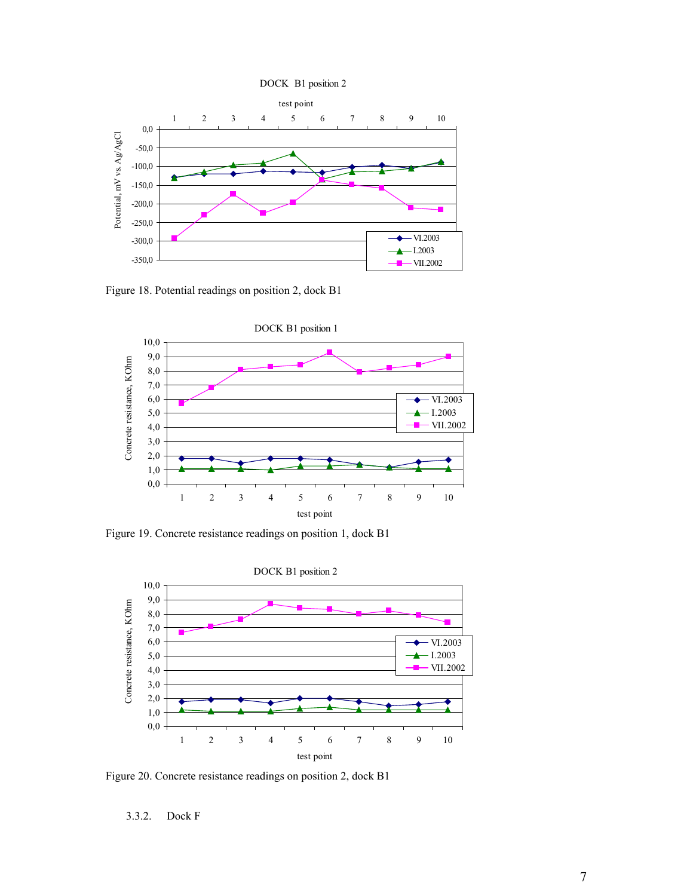Figure 18. Potential readings on position 2, dock B1

Figure 19. Concrete resistance readings on position 1, dock B1

Figure 20. Concrete resistance readings on position 2, dock B1

### 3.3.2. Dock F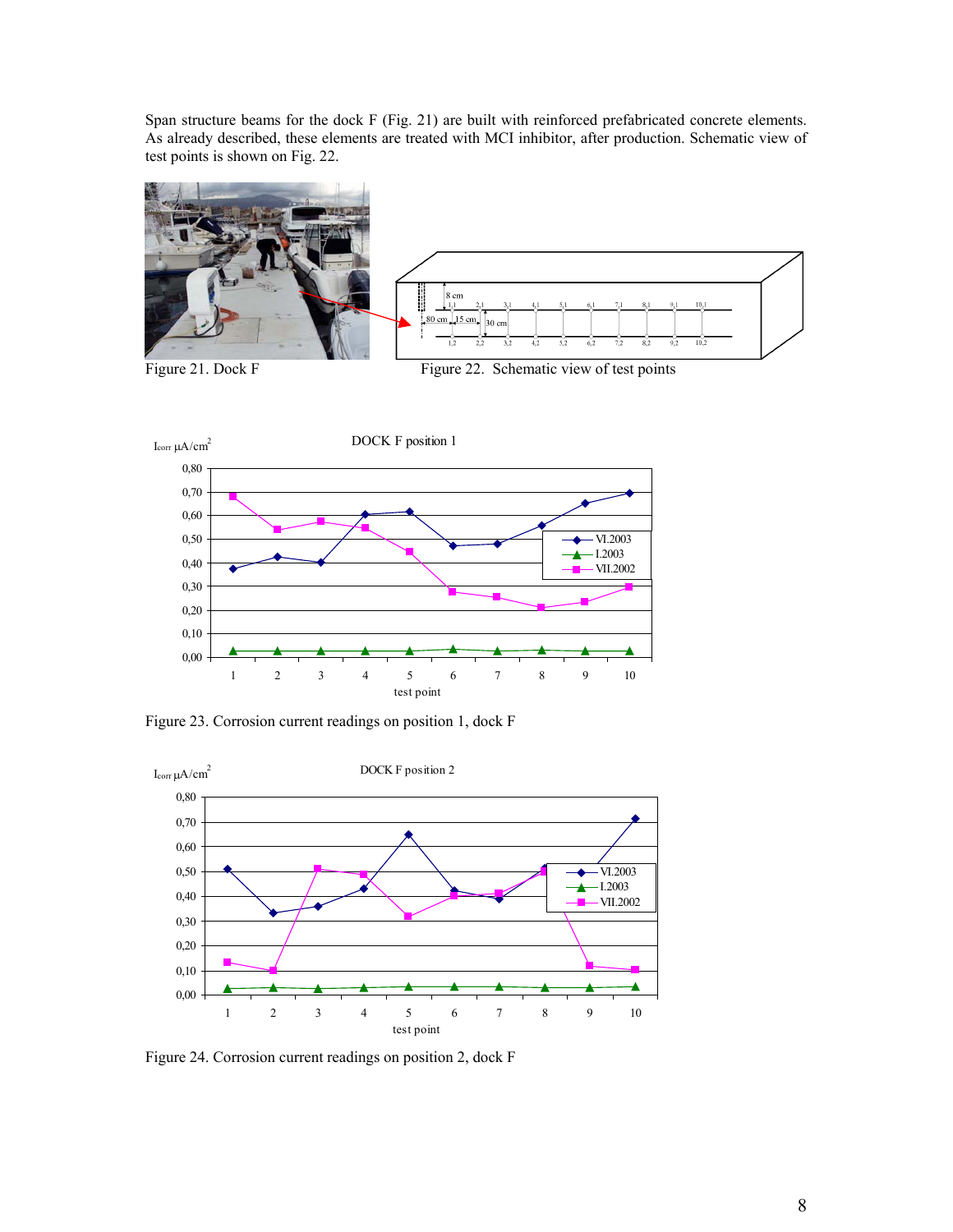Span structure beams for the dock F (Fig. 21) are built with reinforced prefabricated concrete elements. As already described, these elements are treated with MCI inhibitor, after production. Schematic view of test points is shown on Fig. 22.

Figure 21. Dock F

Figure 22. Schematic view of test points

Figure 23. Corrosion current readings on position 1, dock F

Figure 24. Corrosion current readings on position 2, dock F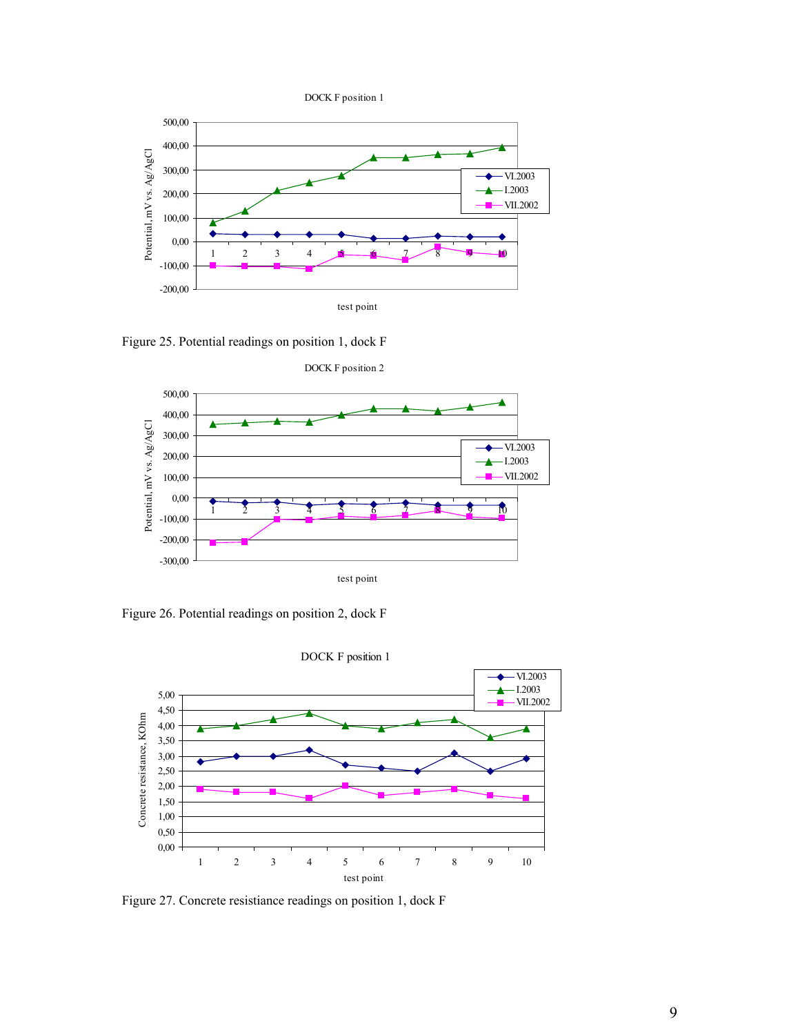Figure 25. Potential readings on position 1, dock F

Figure 26. Potential readings on position 2, dock F

Figure 27. Concrete resistiance readings on position 1, dock F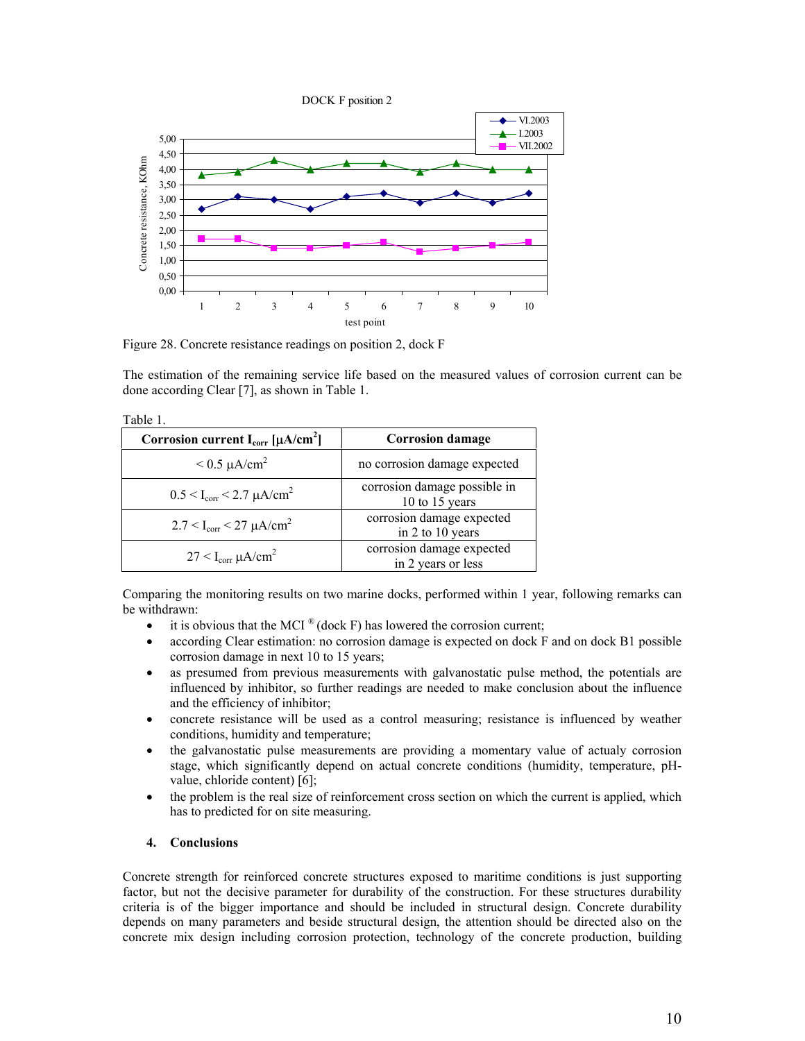Figure 28. Concrete resistance readings on position 2, dock F

The estimation of the remaining service life based on the measured values of corrosion current can be done according Clear [7], as shown in Table 1.

Table 1.

| Corrosion current $I_{corr}$ [μA/cm$^2$] | Corrosion damage |
|---|---|
| < 0.5 μA/cm$^2$ | no corrosion damage expected |
| $0.5 < I_{corr} < 2.7$ μA/cm$^2$ | corrosion damage possible in 10 to 15 years |
| $2.7 < I_{corr} < 27$ μA/cm$^2$ | corrosion damage expected in 2 to 10 years |
| $27 < I_{corr}$ μA/cm$^2$ | corrosion damage expected in 2 years or less |

Comparing the monitoring results on two marine docks, performed within 1 year, following remarks can be withdrawn:

- it is obvious that the MCI ® (dock F) has lowered the corrosion current;
- according Clear estimation: no corrosion damage is expected on dock F and on dock B1 possible corrosion damage in next 10 to 15 years;
- as presumed from previous measurements with galvanostatic pulse method, the potentials are influenced by inhibitor, so further readings are needed to make conclusion about the influence and the efficiency of inhibitor;
- concrete resistance will be used as a control measuring; resistance is influenced by weather conditions, humidity and temperature;
- the galvanostatic pulse measurements are providing a momentary value of actualy corrosion stage, which significantly depend on actual concrete conditions (humidity, temperature, pH-value, chloride content) [6];
- the problem is the real size of reinforcement cross section on which the current is applied, which has to predicted for on site measuring.

## 4. Conclusions

Concrete strength for reinforced concrete structures exposed to maritime conditions is just supporting factor, but not the decisive parameter for durability of the construction. For these structures durability criteria is of the bigger importance and should be included in structural design. Concrete durability depends on many parameters and beside structural design, the attention should be directed also on the concrete mix design including corrosion protection, technology of the concrete production, building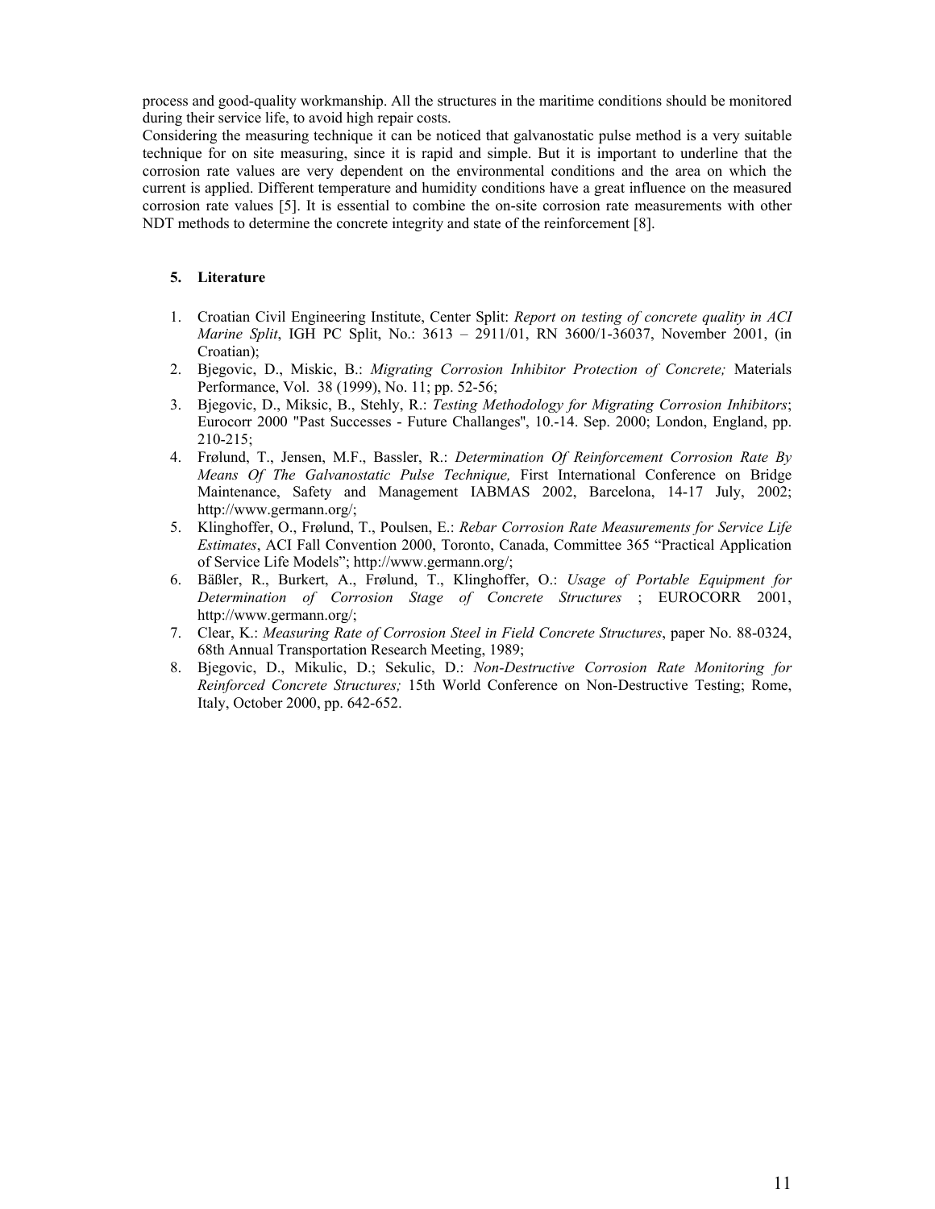process and good-quality workmanship. All the structures in the maritime conditions should be monitored during their service life, to avoid high repair costs.
Considering the measuring technique it can be noticed that galvanostatic pulse method is a very suitable technique for on site measuring, since it is rapid and simple. But it is important to underline that the corrosion rate values are very dependent on the environmental conditions and the area on which the current is applied. Different temperature and humidity conditions have a great influence on the measured corrosion rate values [5]. It is essential to combine the on-site corrosion rate measurements with other NDT methods to determine the concrete integrity and state of the reinforcement [8].

## 5. Literature

1. Croatian Civil Engineering Institute, Center Split: *Report on testing of concrete quality in ACI Marine Split*, IGH PC Split, No.: 3613 – 2911/01, RN 3600/1-36037, November 2001, (in Croatian);
2. Bjegovic, D., Miskic, B.: *Migrating Corrosion Inhibitor Protection of Concrete;* Materials Performance, Vol. 38 (1999), No. 11; pp. 52-56;
3. Bjegovic, D., Miksic, B., Stehly, R.: *Testing Methodology for Migrating Corrosion Inhibitors*; Eurocorr 2000 "Past Successes - Future Challanges", 10.-14. Sep. 2000; London, England, pp. 210-215;
4. Frølund, T., Jensen, M.F., Bassler, R.: *Determination Of Reinforcement Corrosion Rate By Means Of The Galvanostatic Pulse Technique,* First International Conference on Bridge Maintenance, Safety and Management IABMAS 2002, Barcelona, 14-17 July, 2002; http://www.germann.org/;
5. Klinghoffer, O., Frølund, T., Poulsen, E.: *Rebar Corrosion Rate Measurements for Service Life Estimates*, ACI Fall Convention 2000, Toronto, Canada, Committee 365 "Practical Application of Service Life Models"; http://www.germann.org/;
6. Bäßler, R., Burkert, A., Frølund, T., Klinghoffer, O.: *Usage of Portable Equipment for Determination of Corrosion Stage of Concrete Structures* ; EUROCORR 2001, http://www.germann.org/;
7. Clear, K.: *Measuring Rate of Corrosion Steel in Field Concrete Structures*, paper No. 88-0324, 68th Annual Transportation Research Meeting, 1989;
8. Bjegovic, D., Mikulic, D.; Sekulic, D.: *Non-Destructive Corrosion Rate Monitoring for Reinforced Concrete Structures;* 15th World Conference on Non-Destructive Testing; Rome, Italy, October 2000, pp. 642-652.